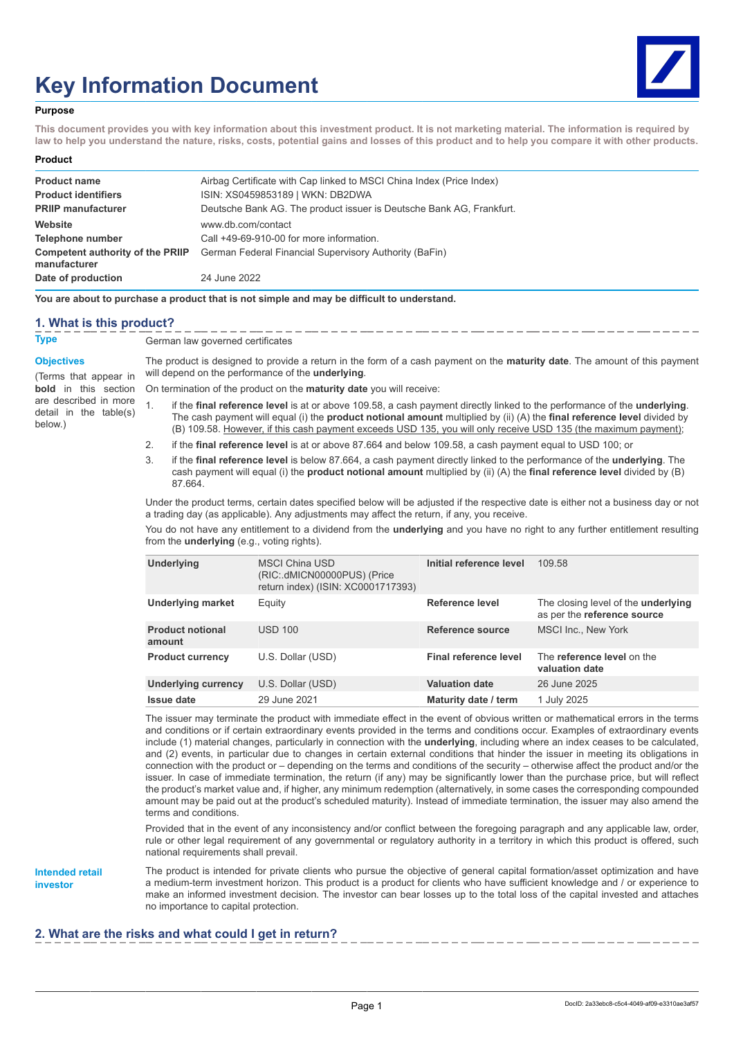# Key Information Document

**Purpose**

**This document provides you with key information about this investment product. It is not marketing material. The information is required by law to help you understand the nature, risks, costs, potential gains and losses of this product and to help you compare it with other products.**

**Product**

| | |
|---|---|
| **Product name** | Airbag Certificate with Cap linked to MSCI China Index (Price Index) |
| **Product identifiers** | ISIN: XS0459853189 \| WKN: DB2DWA |
| **PRIIP manufacturer** | Deutsche Bank AG. The product issuer is Deutsche Bank AG, Frankfurt. |
| **Website** | www.db.com/contact |
| **Telephone number** | Call +49-69-910-00 for more information. |
| **Competent authority of the PRIIP manufacturer** | German Federal Financial Supervisory Authority (BaFin) |
| **Date of production** | 24 June 2022 |

**You are about to purchase a product that is not simple and may be difficult to understand.**

## 1. What is this product?

**Type**

German law governed certificates

**Objectives**

(Terms that appear in **bold** in this section are described in more detail in the table(s) below.)

The product is designed to provide a return in the form of a cash payment on the **maturity date**. The amount of this payment will depend on the performance of the **underlying**.

On termination of the product on the **maturity date** you will receive:

1. if the **final reference level** is at or above 109.58, a cash payment directly linked to the performance of the **underlying**. The cash payment will equal (i) the **product notional amount** multiplied by (ii) (A) the **final reference level** divided by (B) 109.58. However, if this cash payment exceeds USD 135, you will only receive USD 135 (the maximum payment);
2. if the **final reference level** is at or above 87.664 and below 109.58, a cash payment equal to USD 100; or
3. if the **final reference level** is below 87.664, a cash payment directly linked to the performance of the **underlying**. The cash payment will equal (i) the **product notional amount** multiplied by (ii) (A) the **final reference level** divided by (B) 87.664.

Under the product terms, certain dates specified below will be adjusted if the respective date is either not a business day or not a trading day (as applicable). Any adjustments may affect the return, if any, you receive.

You do not have any entitlement to a dividend from the **underlying** and you have no right to any further entitlement resulting from the **underlying** (e.g., voting rights).

| | | | |
|---|---|---|---|
| **Underlying** | MSCI China USD (RIC:.dMICN00000PUS) (Price return index) (ISIN: XC0001717393) | **Initial reference level** | 109.58 |
| **Underlying market** | Equity | **Reference level** | The closing level of the **underlying** as per the **reference source** |
| **Product notional amount** | USD 100 | **Reference source** | MSCI Inc., New York |
| **Product currency** | U.S. Dollar (USD) | **Final reference level** | The **reference level** on the **valuation date** |
| **Underlying currency** | U.S. Dollar (USD) | **Valuation date** | 26 June 2025 |
| **Issue date** | 29 June 2021 | **Maturity date / term** | 1 July 2025 |

The issuer may terminate the product with immediate effect in the event of obvious written or mathematical errors in the terms and conditions or if certain extraordinary events provided in the terms and conditions occur. Examples of extraordinary events include (1) material changes, particularly in connection with the **underlying**, including where an index ceases to be calculated, and (2) events, in particular due to changes in certain external conditions that hinder the issuer in meeting its obligations in connection with the product or – depending on the terms and conditions of the security – otherwise affect the product and/or the issuer. In case of immediate termination, the return (if any) may be significantly lower than the purchase price, but will reflect the product's market value and, if higher, any minimum redemption (alternatively, in some cases the corresponding compounded amount may be paid out at the product's scheduled maturity). Instead of immediate termination, the issuer may also amend the terms and conditions.

Provided that in the event of any inconsistency and/or conflict between the foregoing paragraph and any applicable law, order, rule or other legal requirement of any governmental or regulatory authority in a territory in which this product is offered, such national requirements shall prevail.

**Intended retail investor**

The product is intended for private clients who pursue the objective of general capital formation/asset optimization and have a medium-term investment horizon. This product is a product for clients who have sufficient knowledge and / or experience to make an informed investment decision. The investor can bear losses up to the total loss of the capital invested and attaches no importance to capital protection.

## 2. What are the risks and what could I get in return?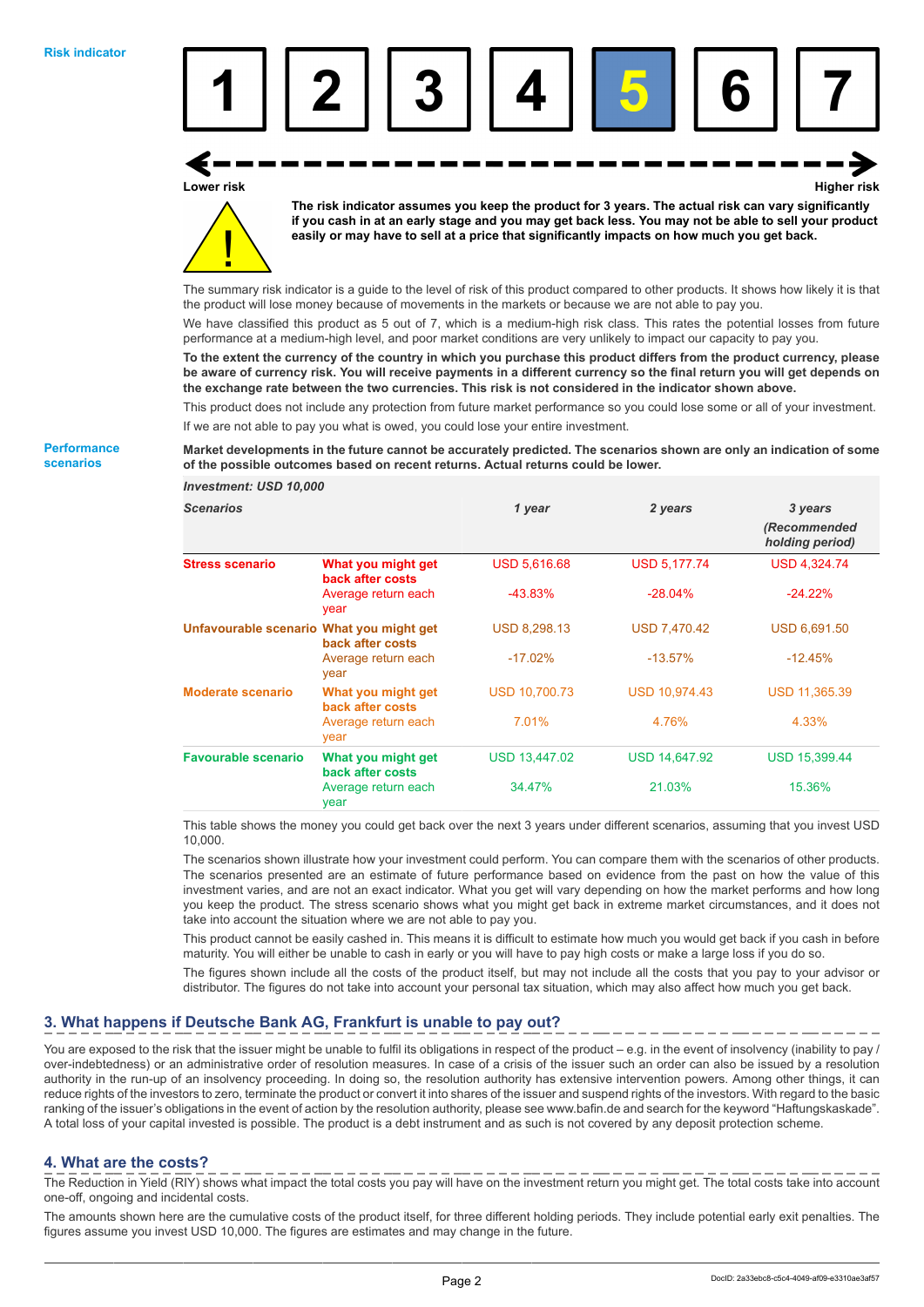**Risk indicator**

| 1 | 2 | 3 | 4 | **5** | 6 | 7 |
|---|---|---|---|---|---|---|

Lower risk — Higher risk

**The risk indicator assumes you keep the product for 3 years. The actual risk can vary significantly if you cash in at an early stage and you may get back less. You may not be able to sell your product easily or may have to sell at a price that significantly impacts on how much you get back.**

The summary risk indicator is a guide to the level of risk of this product compared to other products. It shows how likely it is that the product will lose money because of movements in the markets or because we are not able to pay you.

We have classified this product as 5 out of 7, which is a medium-high risk class. This rates the potential losses from future performance at a medium-high level, and poor market conditions are very unlikely to impact our capacity to pay you.

**To the extent the currency of the country in which you purchase this product differs from the product currency, please be aware of currency risk. You will receive payments in a different currency so the final return you will get depends on the exchange rate between the two currencies. This risk is not considered in the indicator shown above.**

This product does not include any protection from future market performance so you could lose some or all of your investment.

If we are not able to pay you what is owed, you could lose your entire investment.

**Performance scenarios**

**Market developments in the future cannot be accurately predicted. The scenarios shown are only an indication of some of the possible outcomes based on recent returns. Actual returns could be lower.**

***Investment: USD 10,000***

| ***Scenarios*** | | ***1 year*** | ***2 years*** | ***3 years (Recommended holding period)*** |
|---|---|---|---|---|
| **Stress scenario** | **What you might get back after costs** | USD 5,616.68 | USD 5,177.74 | USD 4,324.74 |
| | Average return each year | -43.83% | -28.04% | -24.22% |
| **Unfavourable scenario** | **What you might get back after costs** | USD 8,298.13 | USD 7,470.42 | USD 6,691.50 |
| | Average return each year | -17.02% | -13.57% | -12.45% |
| **Moderate scenario** | **What you might get back after costs** | USD 10,700.73 | USD 10,974.43 | USD 11,365.39 |
| | Average return each year | 7.01% | 4.76% | 4.33% |
| **Favourable scenario** | **What you might get back after costs** | USD 13,447.02 | USD 14,647.92 | USD 15,399.44 |
| | Average return each year | 34.47% | 21.03% | 15.36% |

This table shows the money you could get back over the next 3 years under different scenarios, assuming that you invest USD 10,000.

The scenarios shown illustrate how your investment could perform. You can compare them with the scenarios of other products. The scenarios presented are an estimate of future performance based on evidence from the past on how the value of this investment varies, and are not an exact indicator. What you get will vary depending on how the market performs and how long you keep the product. The stress scenario shows what you might get back in extreme market circumstances, and it does not take into account the situation where we are not able to pay you.

This product cannot be easily cashed in. This means it is difficult to estimate how much you would get back if you cash in before maturity. You will either be unable to cash in early or you will have to pay high costs or make a large loss if you do so.

The figures shown include all the costs of the product itself, but may not include all the costs that you pay to your advisor or distributor. The figures do not take into account your personal tax situation, which may also affect how much you get back.

## 3. What happens if Deutsche Bank AG, Frankfurt is unable to pay out?

You are exposed to the risk that the issuer might be unable to fulfil its obligations in respect of the product – e.g. in the event of insolvency (inability to pay / over-indebtedness) or an administrative order of resolution measures. In case of a crisis of the issuer such an order can also be issued by a resolution authority in the run-up of an insolvency proceeding. In doing so, the resolution authority has extensive intervention powers. Among other things, it can reduce rights of the investors to zero, terminate the product or convert it into shares of the issuer and suspend rights of the investors. With regard to the basic ranking of the issuer's obligations in the event of action by the resolution authority, please see www.bafin.de and search for the keyword "Haftungskaskade". A total loss of your capital invested is possible. The product is a debt instrument and as such is not covered by any deposit protection scheme.

## 4. What are the costs?

The Reduction in Yield (RIY) shows what impact the total costs you pay will have on the investment return you might get. The total costs take into account one-off, ongoing and incidental costs.

The amounts shown here are the cumulative costs of the product itself, for three different holding periods. They include potential early exit penalties. The figures assume you invest USD 10,000. The figures are estimates and may change in the future.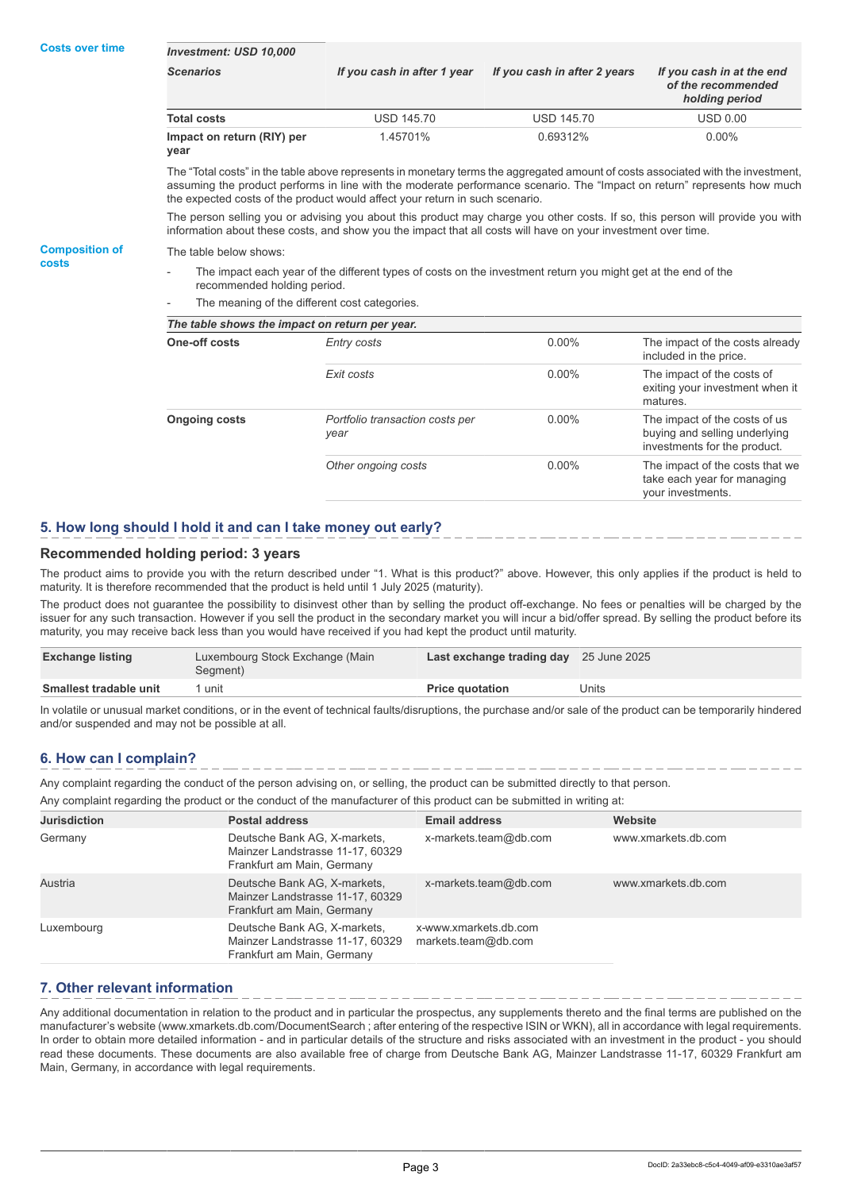**Costs over time**

| *Investment: USD 10,000* | | | |
|---|---|---|---|
| ***Scenarios*** | ***If you cash in after 1 year*** | ***If you cash in after 2 years*** | ***If you cash in at the end of the recommended holding period*** |
| **Total costs** | USD 145.70 | USD 145.70 | USD 0.00 |
| **Impact on return (RIY) per year** | 1.45701% | 0.69312% | 0.00% |

The "Total costs" in the table above represents in monetary terms the aggregated amount of costs associated with the investment, assuming the product performs in line with the moderate performance scenario. The "Impact on return" represents how much the expected costs of the product would affect your return in such scenario.

The person selling you or advising you about this product may charge you other costs. If so, this person will provide you with information about these costs, and show you the impact that all costs will have on your investment over time.

**Composition of costs**

The table below shows:

- The impact each year of the different types of costs on the investment return you might get at the end of the recommended holding period.
- The meaning of the different cost categories.

| *The table shows the impact on return per year.* | | | |
|---|---|---|---|
| **One-off costs** | *Entry costs* | 0.00% | The impact of the costs already included in the price. |
| | *Exit costs* | 0.00% | The impact of the costs of exiting your investment when it matures. |
| **Ongoing costs** | *Portfolio transaction costs per year* | 0.00% | The impact of the costs of us buying and selling underlying investments for the product. |
| | *Other ongoing costs* | 0.00% | The impact of the costs that we take each year for managing your investments. |

## 5. How long should I hold it and can I take money out early?

### Recommended holding period: 3 years

The product aims to provide you with the return described under "1. What is this product?" above. However, this only applies if the product is held to maturity. It is therefore recommended that the product is held until 1 July 2025 (maturity).

The product does not guarantee the possibility to disinvest other than by selling the product off-exchange. No fees or penalties will be charged by the issuer for any such transaction. However if you sell the product in the secondary market you will incur a bid/offer spread. By selling the product before its maturity, you may receive back less than you would have received if you had kept the product until maturity.

| | | | |
|---|---|---|---|
| **Exchange listing** | Luxembourg Stock Exchange (Main Segment) | **Last exchange trading day** | 25 June 2025 |
| **Smallest tradable unit** | 1 unit | **Price quotation** | Units |

In volatile or unusual market conditions, or in the event of technical faults/disruptions, the purchase and/or sale of the product can be temporarily hindered and/or suspended and may not be possible at all.

## 6. How can I complain?

Any complaint regarding the conduct of the person advising on, or selling, the product can be submitted directly to that person.

Any complaint regarding the product or the conduct of the manufacturer of this product can be submitted in writing at:

| Jurisdiction | Postal address | Email address | Website |
|---|---|---|---|
| Germany | Deutsche Bank AG, X-markets, Mainzer Landstrasse 11-17, 60329 Frankfurt am Main, Germany | x-markets.team@db.com | www.xmarkets.db.com |
| Austria | Deutsche Bank AG, X-markets, Mainzer Landstrasse 11-17, 60329 Frankfurt am Main, Germany | x-markets.team@db.com | www.xmarkets.db.com |
| Luxembourg | Deutsche Bank AG, X-markets, Mainzer Landstrasse 11-17, 60329 Frankfurt am Main, Germany | x-www.xmarkets.db.com markets.team@db.com | |

## 7. Other relevant information

Any additional documentation in relation to the product and in particular the prospectus, any supplements thereto and the final terms are published on the manufacturer's website (www.xmarkets.db.com/DocumentSearch ; after entering of the respective ISIN or WKN), all in accordance with legal requirements. In order to obtain more detailed information - and in particular details of the structure and risks associated with an investment in the product - you should read these documents. These documents are also available free of charge from Deutsche Bank AG, Mainzer Landstrasse 11-17, 60329 Frankfurt am Main, Germany, in accordance with legal requirements.